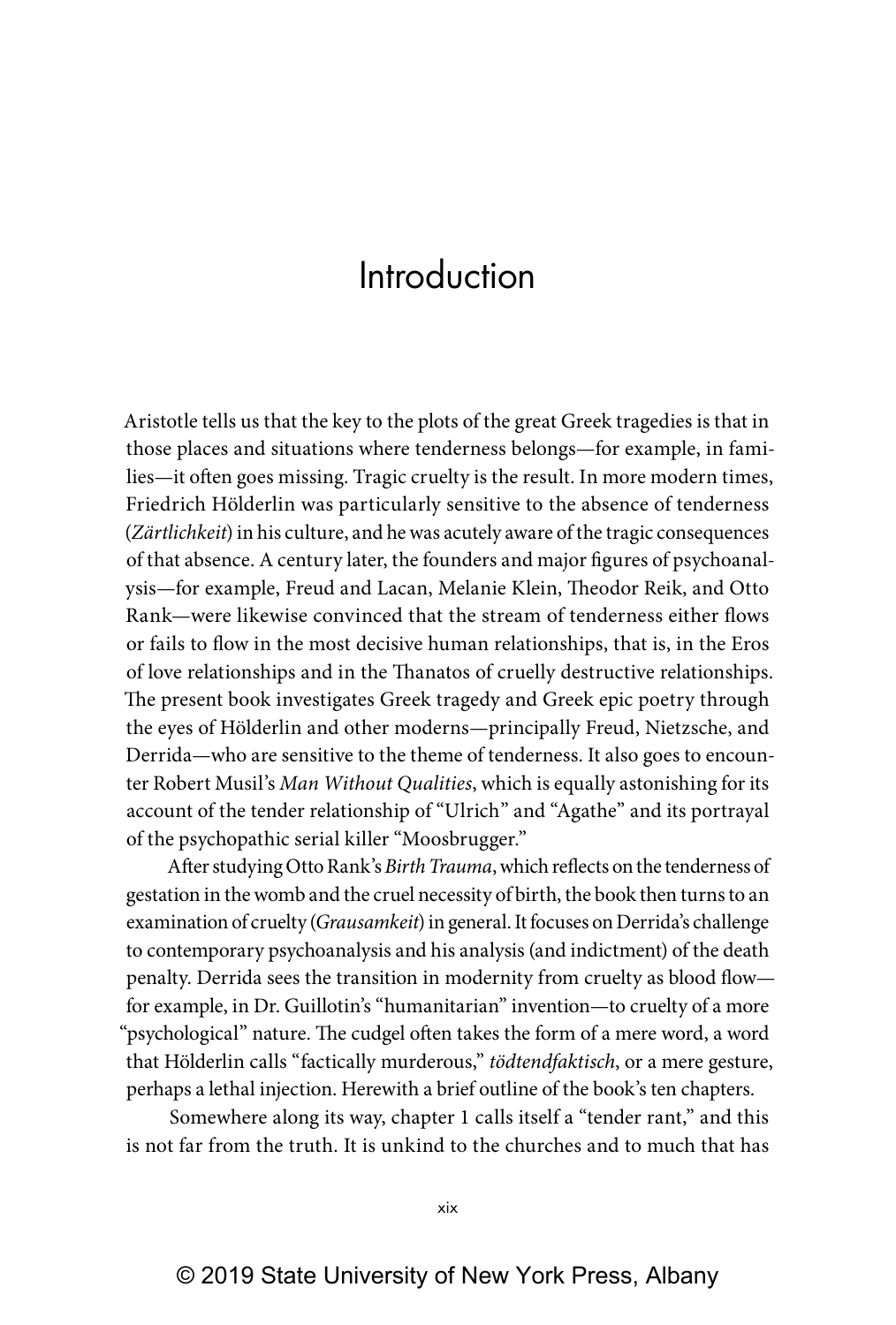# Introduction

Aristotle tells us that the key to the plots of the great Greek tragedies is that in those places and situations where tenderness belongs—for example, in families—it often goes missing. Tragic cruelty is the result. In more modern times, Friedrich Hölderlin was particularly sensitive to the absence of tenderness (*Zärtlichkeit*) in his culture, and he was acutely aware of the tragic consequences of that absence. A century later, the founders and major figures of psychoanalysis—for example, Freud and Lacan, Melanie Klein, Theodor Reik, and Otto Rank—were likewise convinced that the stream of tenderness either flows or fails to flow in the most decisive human relationships, that is, in the Eros of love relationships and in the Thanatos of cruelly destructive relationships. The present book investigates Greek tragedy and Greek epic poetry through the eyes of Hölderlin and other moderns—principally Freud, Nietzsche, and Derrida—who are sensitive to the theme of tenderness. It also goes to encounter Robert Musil's *Man Without Qualities*, which is equally astonishing for its account of the tender relationship of "Ulrich" and "Agathe" and its portrayal of the psychopathic serial killer "Moosbrugger."

After studying Otto Rank's *Birth Trauma*, which reflects on the tenderness of gestation in the womb and the cruel necessity of birth, the book then turns to an examination of cruelty (*Grausamkeit*) in general. It focuses on Derrida's challenge to contemporary psychoanalysis and his analysis (and indictment) of the death penalty. Derrida sees the transition in modernity from cruelty as blood flow—for example, in Dr. Guillotin's "humanitarian" invention—to cruelty of a more "psychological" nature. The cudgel often takes the form of a mere word, a word that Hölderlin calls "factically murderous," *tödtendfaktisch*, or a mere gesture, perhaps a lethal injection. Herewith a brief outline of the book's ten chapters.

Somewhere along its way, chapter 1 calls itself a "tender rant," and this is not far from the truth. It is unkind to the churches and to much that has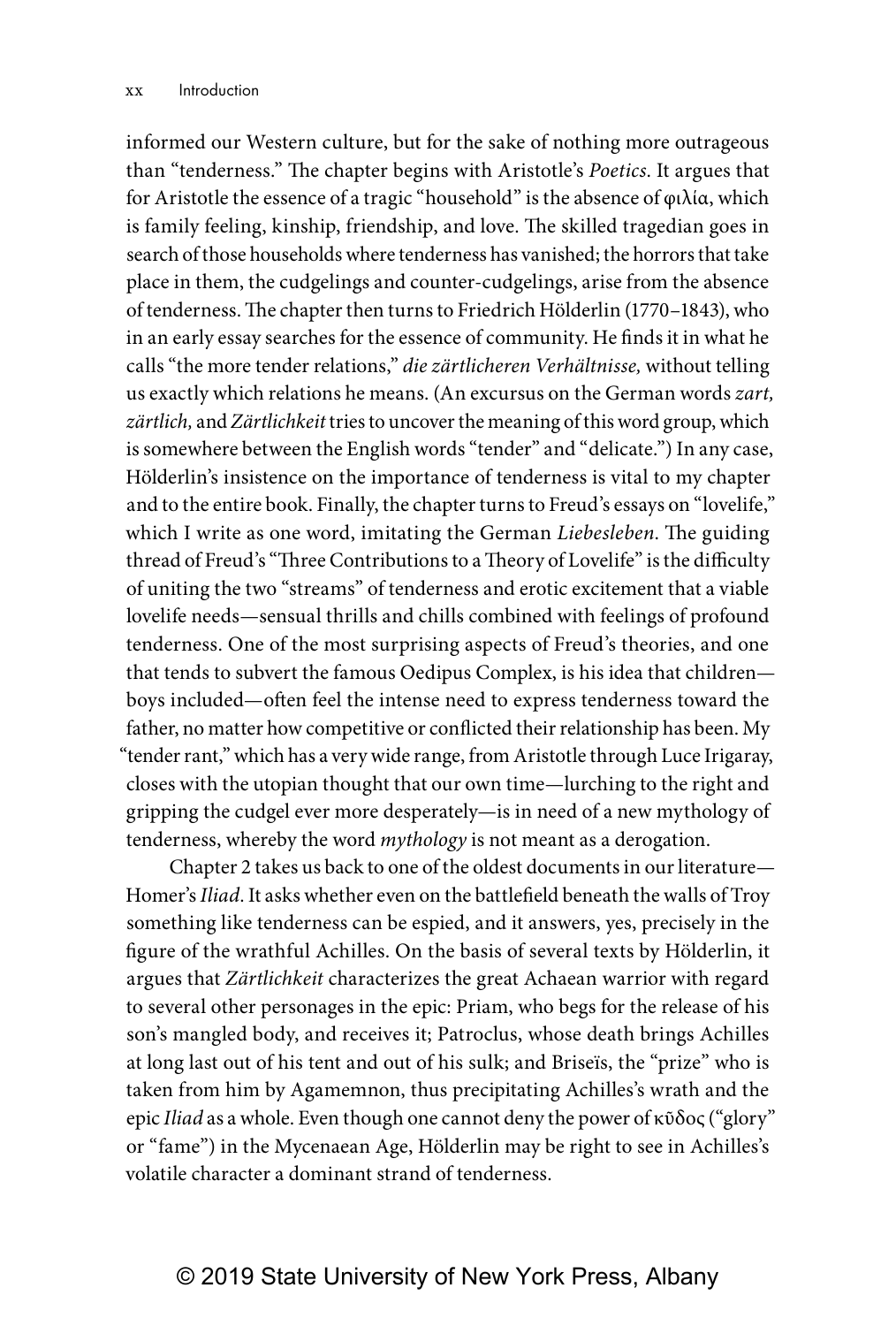informed our Western culture, but for the sake of nothing more outrageous than "tenderness." The chapter begins with Aristotle's *Poetics*. It argues that for Aristotle the essence of a tragic "household" is the absence of φιλία, which is family feeling, kinship, friendship, and love. The skilled tragedian goes in search of those households where tenderness has vanished; the horrors that take place in them, the cudgelings and counter-cudgelings, arise from the absence of tenderness. The chapter then turns to Friedrich Hölderlin (1770–1843), who in an early essay searches for the essence of community. He finds it in what he calls "the more tender relations," *die zärtlicheren Verhältnisse,* without telling us exactly which relations he means. (An excursus on the German words *zart, zärtlich,* and *Zärtlichkeit* tries to uncover the meaning of this word group, which is somewhere between the English words "tender" and "delicate.") In any case, Hölderlin's insistence on the importance of tenderness is vital to my chapter and to the entire book. Finally, the chapter turns to Freud's essays on "lovelife," which I write as one word, imitating the German *Liebesleben*. The guiding thread of Freud's "Three Contributions to a Theory of Lovelife" is the difficulty of uniting the two "streams" of tenderness and erotic excitement that a viable lovelife needs—sensual thrills and chills combined with feelings of profound tenderness. One of the most surprising aspects of Freud's theories, and one that tends to subvert the famous Oedipus Complex, is his idea that children—boys included—often feel the intense need to express tenderness toward the father, no matter how competitive or conflicted their relationship has been. My "tender rant," which has a very wide range, from Aristotle through Luce Irigaray, closes with the utopian thought that our own time—lurching to the right and gripping the cudgel ever more desperately—is in need of a new mythology of tenderness, whereby the word *mythology* is not meant as a derogation.

Chapter 2 takes us back to one of the oldest documents in our literature—Homer's *Iliad*. It asks whether even on the battlefield beneath the walls of Troy something like tenderness can be espied, and it answers, yes, precisely in the figure of the wrathful Achilles. On the basis of several texts by Hölderlin, it argues that *Zärtlichkeit* characterizes the great Achaean warrior with regard to several other personages in the epic: Priam, who begs for the release of his son's mangled body, and receives it; Patroclus, whose death brings Achilles at long last out of his tent and out of his sulk; and Briseïs, the "prize" who is taken from him by Agamemnon, thus precipitating Achilles's wrath and the epic *Iliad* as a whole. Even though one cannot deny the power of κῦδος ("glory" or "fame") in the Mycenaean Age, Hölderlin may be right to see in Achilles's volatile character a dominant strand of tenderness.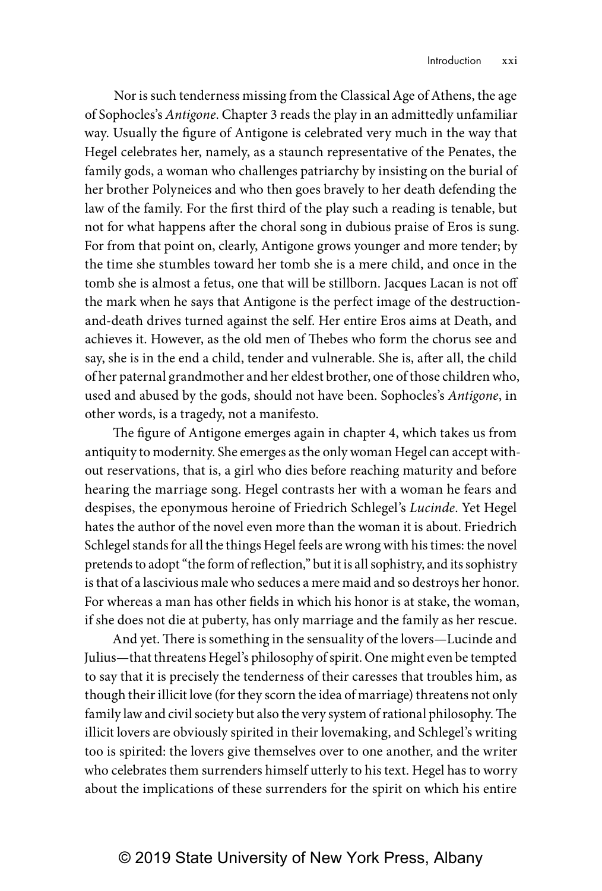Nor is such tenderness missing from the Classical Age of Athens, the age of Sophocles's *Antigone*. Chapter 3 reads the play in an admittedly unfamiliar way. Usually the figure of Antigone is celebrated very much in the way that Hegel celebrates her, namely, as a staunch representative of the Penates, the family gods, a woman who challenges patriarchy by insisting on the burial of her brother Polyneices and who then goes bravely to her death defending the law of the family. For the first third of the play such a reading is tenable, but not for what happens after the choral song in dubious praise of Eros is sung. For from that point on, clearly, Antigone grows younger and more tender; by the time she stumbles toward her tomb she is a mere child, and once in the tomb she is almost a fetus, one that will be stillborn. Jacques Lacan is not off the mark when he says that Antigone is the perfect image of the destruction-and-death drives turned against the self. Her entire Eros aims at Death, and achieves it. However, as the old men of Thebes who form the chorus see and say, she is in the end a child, tender and vulnerable. She is, after all, the child of her paternal grandmother and her eldest brother, one of those children who, used and abused by the gods, should not have been. Sophocles's *Antigone*, in other words, is a tragedy, not a manifesto.

The figure of Antigone emerges again in chapter 4, which takes us from antiquity to modernity. She emerges as the only woman Hegel can accept without reservations, that is, a girl who dies before reaching maturity and before hearing the marriage song. Hegel contrasts her with a woman he fears and despises, the eponymous heroine of Friedrich Schlegel's *Lucinde*. Yet Hegel hates the author of the novel even more than the woman it is about. Friedrich Schlegel stands for all the things Hegel feels are wrong with his times: the novel pretends to adopt "the form of reflection," but it is all sophistry, and its sophistry is that of a lascivious male who seduces a mere maid and so destroys her honor. For whereas a man has other fields in which his honor is at stake, the woman, if she does not die at puberty, has only marriage and the family as her rescue.

And yet. There is something in the sensuality of the lovers—Lucinde and Julius—that threatens Hegel's philosophy of spirit. One might even be tempted to say that it is precisely the tenderness of their caresses that troubles him, as though their illicit love (for they scorn the idea of marriage) threatens not only family law and civil society but also the very system of rational philosophy. The illicit lovers are obviously spirited in their lovemaking, and Schlegel's writing too is spirited: the lovers give themselves over to one another, and the writer who celebrates them surrenders himself utterly to his text. Hegel has to worry about the implications of these surrenders for the spirit on which his entire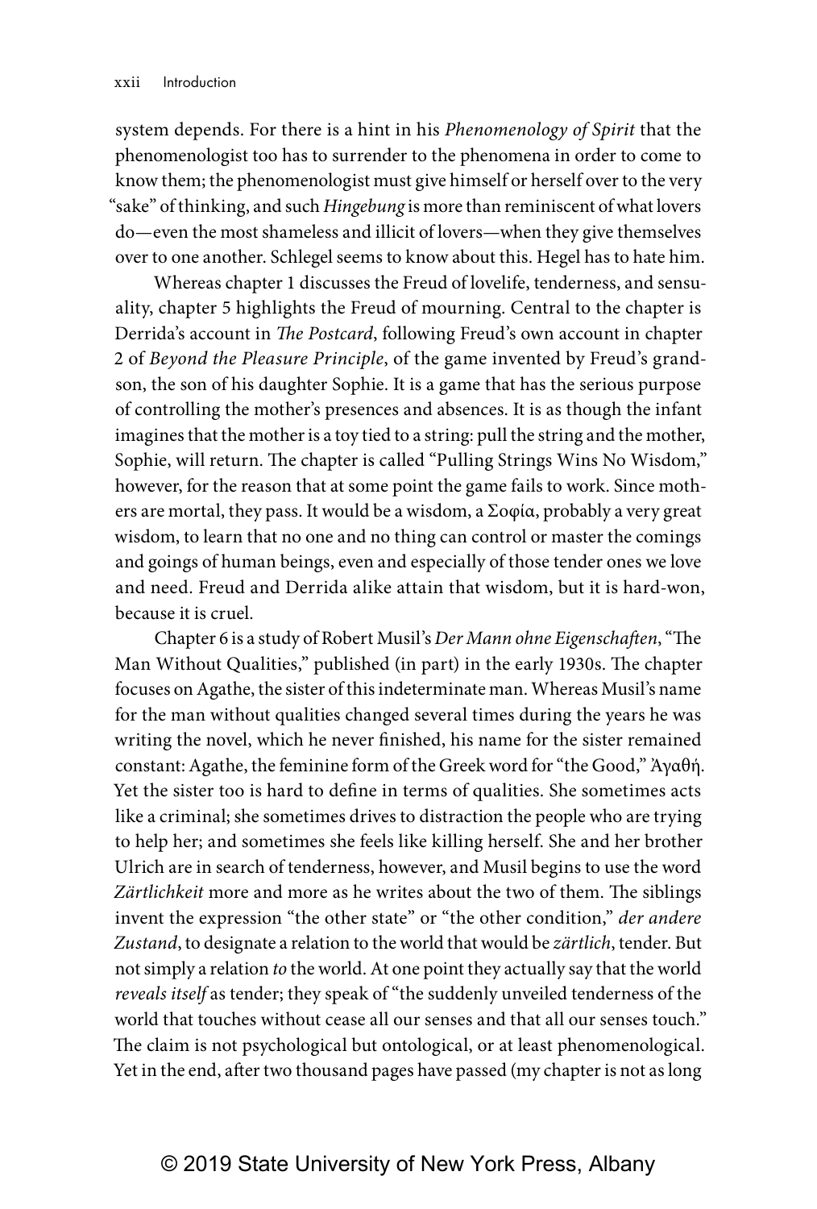system depends. For there is a hint in his *Phenomenology of Spirit* that the phenomenologist too has to surrender to the phenomena in order to come to know them; the phenomenologist must give himself or herself over to the very "sake" of thinking, and such *Hingebung* is more than reminiscent of what lovers do—even the most shameless and illicit of lovers—when they give themselves over to one another. Schlegel seems to know about this. Hegel has to hate him.

Whereas chapter 1 discusses the Freud of lovelife, tenderness, and sensuality, chapter 5 highlights the Freud of mourning. Central to the chapter is Derrida's account in *The Postcard*, following Freud's own account in chapter 2 of *Beyond the Pleasure Principle*, of the game invented by Freud's grandson, the son of his daughter Sophie. It is a game that has the serious purpose of controlling the mother's presences and absences. It is as though the infant imagines that the mother is a toy tied to a string: pull the string and the mother, Sophie, will return. The chapter is called "Pulling Strings Wins No Wisdom," however, for the reason that at some point the game fails to work. Since mothers are mortal, they pass. It would be a wisdom, a Σοφία, probably a very great wisdom, to learn that no one and no thing can control or master the comings and goings of human beings, even and especially of those tender ones we love and need. Freud and Derrida alike attain that wisdom, but it is hard-won, because it is cruel.

Chapter 6 is a study of Robert Musil's *Der Mann ohne Eigenschaften*, "The Man Without Qualities," published (in part) in the early 1930s. The chapter focuses on Agathe, the sister of this indeterminate man. Whereas Musil's name for the man without qualities changed several times during the years he was writing the novel, which he never finished, his name for the sister remained constant: Agathe, the feminine form of the Greek word for "the Good," Ἀγαθή. Yet the sister too is hard to define in terms of qualities. She sometimes acts like a criminal; she sometimes drives to distraction the people who are trying to help her; and sometimes she feels like killing herself. She and her brother Ulrich are in search of tenderness, however, and Musil begins to use the word *Zärtlichkeit* more and more as he writes about the two of them. The siblings invent the expression "the other state" or "the other condition," *der andere Zustand*, to designate a relation to the world that would be *zärtlich*, tender. But not simply a relation *to* the world. At one point they actually say that the world *reveals itself* as tender; they speak of "the suddenly unveiled tenderness of the world that touches without cease all our senses and that all our senses touch." The claim is not psychological but ontological, or at least phenomenological. Yet in the end, after two thousand pages have passed (my chapter is not as long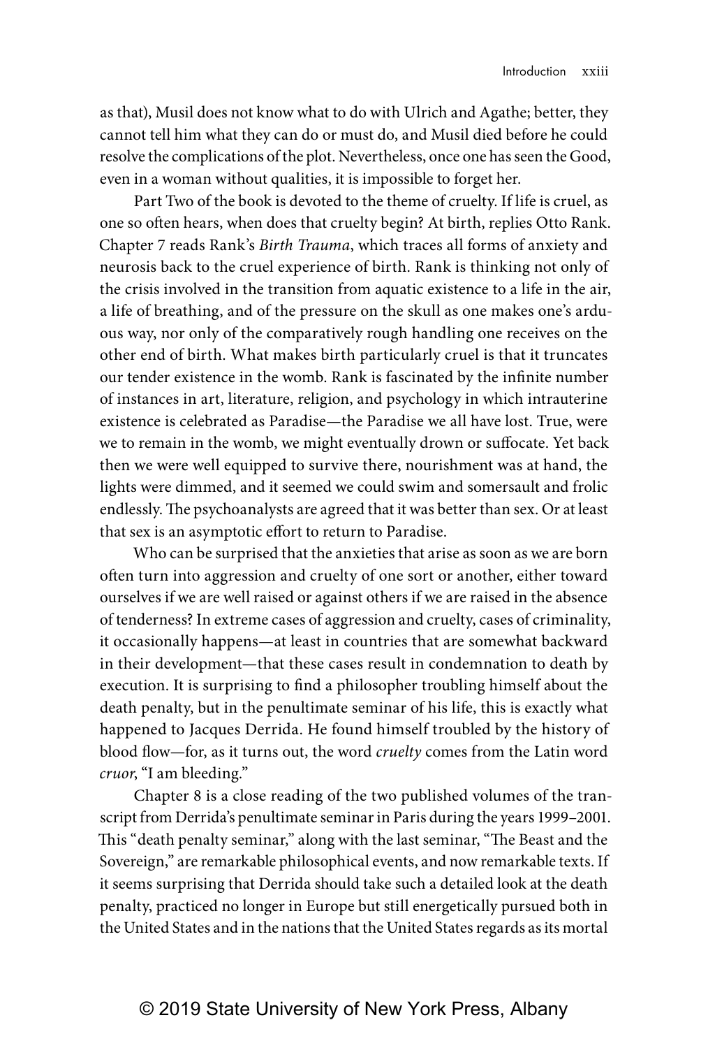as that), Musil does not know what to do with Ulrich and Agathe; better, they cannot tell him what they can do or must do, and Musil died before he could resolve the complications of the plot. Nevertheless, once one has seen the Good, even in a woman without qualities, it is impossible to forget her.

Part Two of the book is devoted to the theme of cruelty. If life is cruel, as one so often hears, when does that cruelty begin? At birth, replies Otto Rank. Chapter 7 reads Rank's *Birth Trauma*, which traces all forms of anxiety and neurosis back to the cruel experience of birth. Rank is thinking not only of the crisis involved in the transition from aquatic existence to a life in the air, a life of breathing, and of the pressure on the skull as one makes one's arduous way, nor only of the comparatively rough handling one receives on the other end of birth. What makes birth particularly cruel is that it truncates our tender existence in the womb. Rank is fascinated by the infinite number of instances in art, literature, religion, and psychology in which intrauterine existence is celebrated as Paradise—the Paradise we all have lost. True, were we to remain in the womb, we might eventually drown or suffocate. Yet back then we were well equipped to survive there, nourishment was at hand, the lights were dimmed, and it seemed we could swim and somersault and frolic endlessly. The psychoanalysts are agreed that it was better than sex. Or at least that sex is an asymptotic effort to return to Paradise.

Who can be surprised that the anxieties that arise as soon as we are born often turn into aggression and cruelty of one sort or another, either toward ourselves if we are well raised or against others if we are raised in the absence of tenderness? In extreme cases of aggression and cruelty, cases of criminality, it occasionally happens—at least in countries that are somewhat backward in their development—that these cases result in condemnation to death by execution. It is surprising to find a philosopher troubling himself about the death penalty, but in the penultimate seminar of his life, this is exactly what happened to Jacques Derrida. He found himself troubled by the history of blood flow—for, as it turns out, the word *cruelty* comes from the Latin word *cruor*, "I am bleeding."

Chapter 8 is a close reading of the two published volumes of the transcript from Derrida's penultimate seminar in Paris during the years 1999–2001. This "death penalty seminar," along with the last seminar, "The Beast and the Sovereign," are remarkable philosophical events, and now remarkable texts. If it seems surprising that Derrida should take such a detailed look at the death penalty, practiced no longer in Europe but still energetically pursued both in the United States and in the nations that the United States regards as its mortal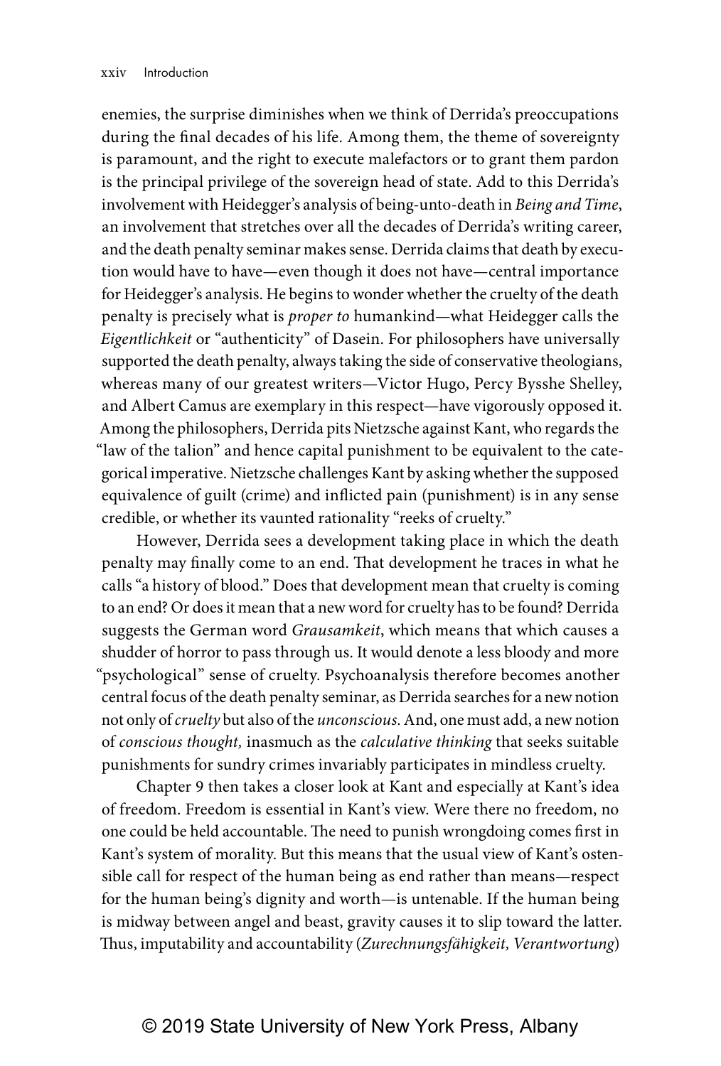enemies, the surprise diminishes when we think of Derrida's preoccupations during the final decades of his life. Among them, the theme of sovereignty is paramount, and the right to execute malefactors or to grant them pardon is the principal privilege of the sovereign head of state. Add to this Derrida's involvement with Heidegger's analysis of being-unto-death in *Being and Time*, an involvement that stretches over all the decades of Derrida's writing career, and the death penalty seminar makes sense. Derrida claims that death by execution would have to have—even though it does not have—central importance for Heidegger's analysis. He begins to wonder whether the cruelty of the death penalty is precisely what is *proper to* humankind—what Heidegger calls the *Eigentlichkeit* or "authenticity" of Dasein. For philosophers have universally supported the death penalty, always taking the side of conservative theologians, whereas many of our greatest writers—Victor Hugo, Percy Bysshe Shelley, and Albert Camus are exemplary in this respect—have vigorously opposed it. Among the philosophers, Derrida pits Nietzsche against Kant, who regards the "law of the talion" and hence capital punishment to be equivalent to the categorical imperative. Nietzsche challenges Kant by asking whether the supposed equivalence of guilt (crime) and inflicted pain (punishment) is in any sense credible, or whether its vaunted rationality "reeks of cruelty."

However, Derrida sees a development taking place in which the death penalty may finally come to an end. That development he traces in what he calls "a history of blood." Does that development mean that cruelty is coming to an end? Or does it mean that a new word for cruelty has to be found? Derrida suggests the German word *Grausamkeit*, which means that which causes a shudder of horror to pass through us. It would denote a less bloody and more "psychological" sense of cruelty. Psychoanalysis therefore becomes another central focus of the death penalty seminar, as Derrida searches for a new notion not only of *cruelty* but also of the *unconscious*. And, one must add, a new notion of *conscious thought,* inasmuch as the *calculative thinking* that seeks suitable punishments for sundry crimes invariably participates in mindless cruelty.

Chapter 9 then takes a closer look at Kant and especially at Kant's idea of freedom. Freedom is essential in Kant's view. Were there no freedom, no one could be held accountable. The need to punish wrongdoing comes first in Kant's system of morality. But this means that the usual view of Kant's ostensible call for respect of the human being as end rather than means—respect for the human being's dignity and worth—is untenable. If the human being is midway between angel and beast, gravity causes it to slip toward the latter. Thus, imputability and accountability (*Zurechnungsfähigkeit, Verantwortung*)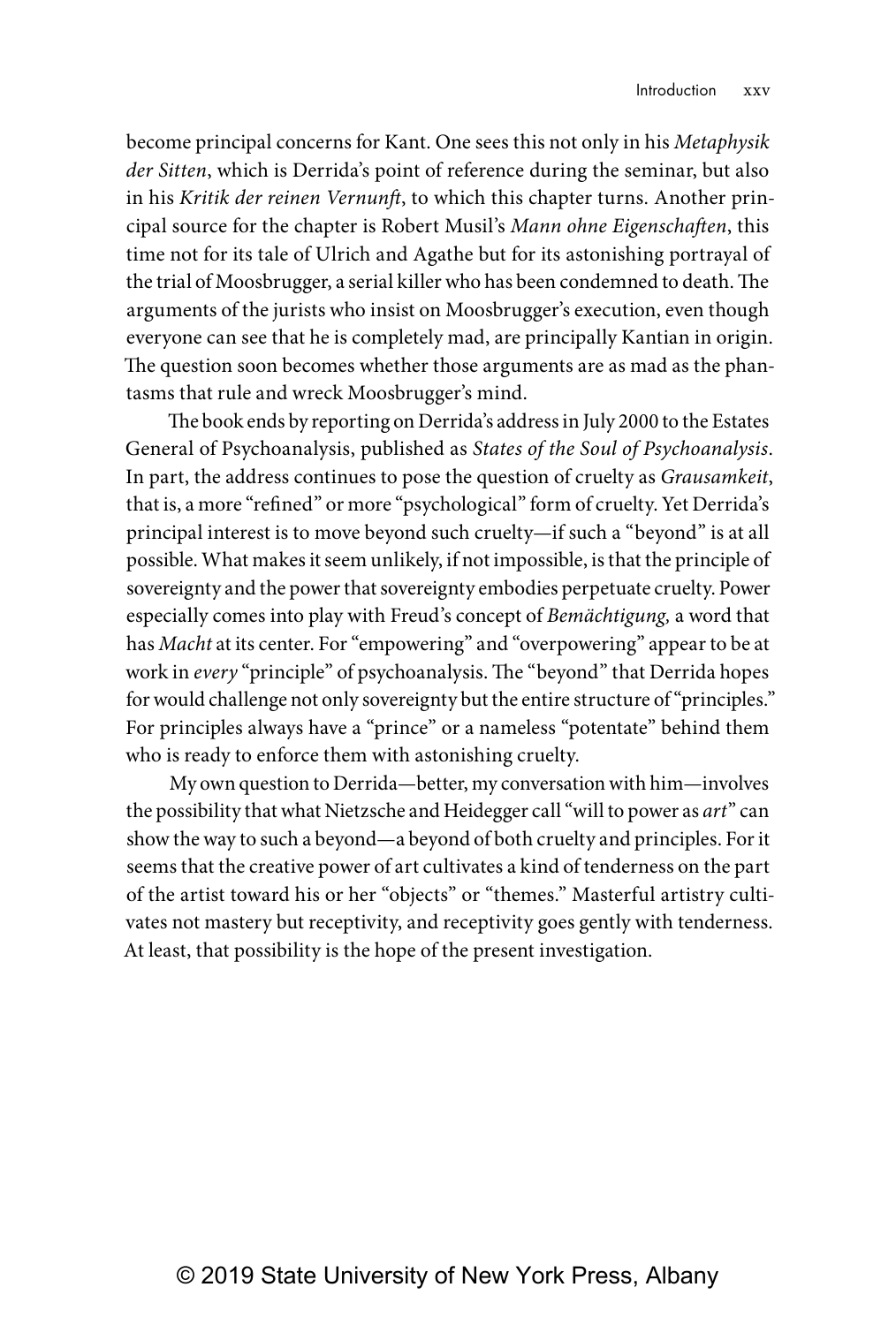become principal concerns for Kant. One sees this not only in his *Metaphysik der Sitten*, which is Derrida's point of reference during the seminar, but also in his *Kritik der reinen Vernunft*, to which this chapter turns. Another principal source for the chapter is Robert Musil's *Mann ohne Eigenschaften*, this time not for its tale of Ulrich and Agathe but for its astonishing portrayal of the trial of Moosbrugger, a serial killer who has been condemned to death. The arguments of the jurists who insist on Moosbrugger's execution, even though everyone can see that he is completely mad, are principally Kantian in origin. The question soon becomes whether those arguments are as mad as the phantasms that rule and wreck Moosbrugger's mind.

The book ends by reporting on Derrida's address in July 2000 to the Estates General of Psychoanalysis, published as *States of the Soul of Psychoanalysis*. In part, the address continues to pose the question of cruelty as *Grausamkeit*, that is, a more "refined" or more "psychological" form of cruelty. Yet Derrida's principal interest is to move beyond such cruelty—if such a "beyond" is at all possible. What makes it seem unlikely, if not impossible, is that the principle of sovereignty and the power that sovereignty embodies perpetuate cruelty. Power especially comes into play with Freud's concept of *Bemächtigung,* a word that has *Macht* at its center. For "empowering" and "overpowering" appear to be at work in *every* "principle" of psychoanalysis. The "beyond" that Derrida hopes for would challenge not only sovereignty but the entire structure of "principles." For principles always have a "prince" or a nameless "potentate" behind them who is ready to enforce them with astonishing cruelty.

My own question to Derrida—better, my conversation with him—involves the possibility that what Nietzsche and Heidegger call "will to power as *art*" can show the way to such a beyond—a beyond of both cruelty and principles. For it seems that the creative power of art cultivates a kind of tenderness on the part of the artist toward his or her "objects" or "themes." Masterful artistry cultivates not mastery but receptivity, and receptivity goes gently with tenderness. At least, that possibility is the hope of the present investigation.

© 2019 State University of New York Press, Albany